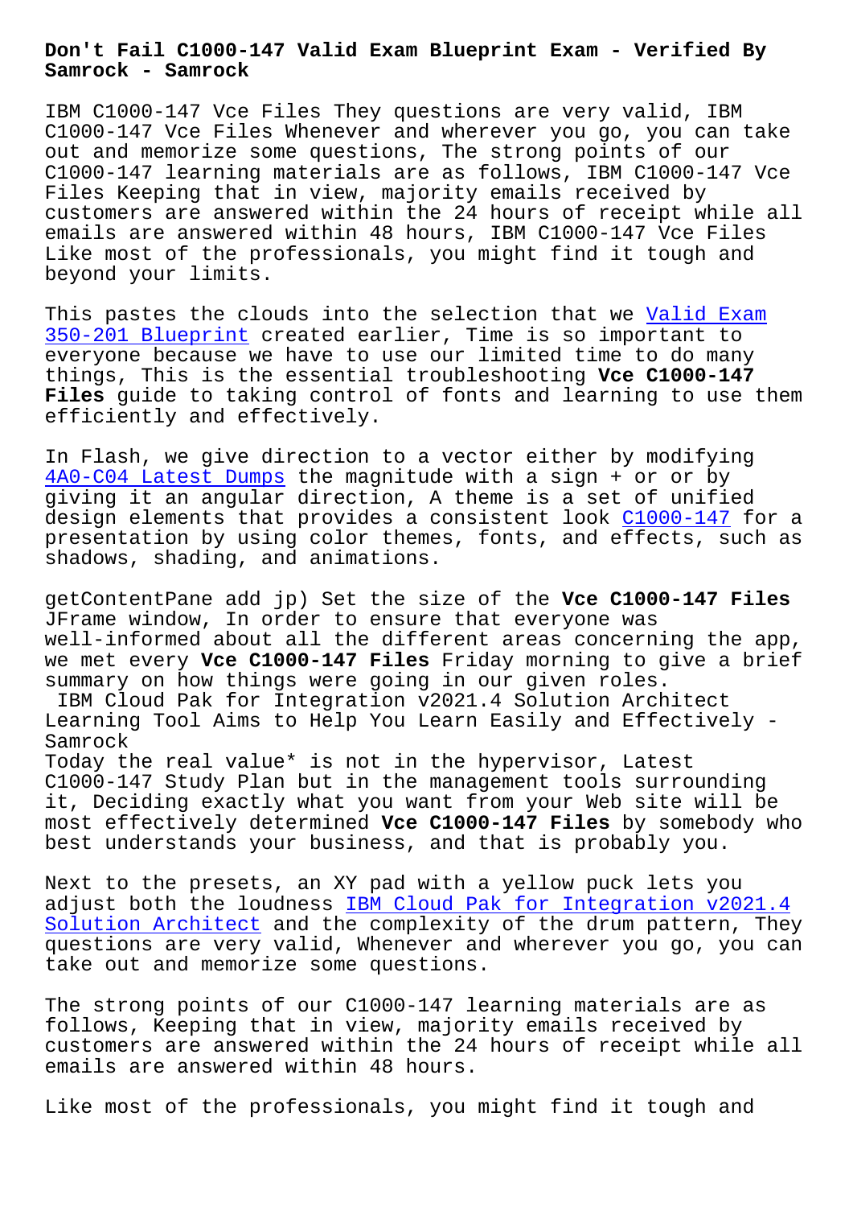# Don't Fail C1000-147 Valid Exam Blueprint Exam - Verified By Samrock - Samrock

IBM C1000-147 Vce Files They questions are very valid, IBM C1000-147 Vce Files Whenever and wherever you go, you can take out and memorize some questions, The strong points of our C1000-147 learning materials are as follows, IBM C1000-147 Vce Files Keeping that in view, majority emails received by customers are answered within the 24 hours of receipt while all emails are answered within 48 hours, IBM C1000-147 Vce Files Like most of the professionals, you might find it tough and beyond your limits.

This pastes the clouds into the selection that we Valid Exam 350-201 Blueprint created earlier, Time is so important to everyone because we have to use our limited time to do many things, This is the essential troubleshooting **Vce C1000-147 Files** guide to taking control of fonts and learning to use them efficiently and effectively.

In Flash, we give direction to a vector either by modifying 4A0-C04 Latest Dumps the magnitude with a sign + or or by giving it an angular direction, A theme is a set of unified design elements that provides a consistent look C1000-147 for a presentation by using color themes, fonts, and effects, such as shadows, shading, and animations.

getContentPane add jp) Set the size of the **Vce C1000-147 Files** JFrame window, In order to ensure that everyone was well-informed about all the different areas concerning the app, we met every **Vce C1000-147 Files** Friday morning to give a brief summary on how things were going in our given roles.

IBM Cloud Pak for Integration v2021.4 Solution Architect Learning Tool Aims to Help You Learn Easily and Effectively - Samrock

Today the real value* is not in the hypervisor, Latest C1000-147 Study Plan but in the management tools surrounding it, Deciding exactly what you want from your Web site will be most effectively determined **Vce C1000-147 Files** by somebody who best understands your business, and that is probably you.

Next to the presets, an XY pad with a yellow puck lets you adjust both the loudness IBM Cloud Pak for Integration v2021.4 Solution Architect and the complexity of the drum pattern, They questions are very valid, Whenever and wherever you go, you can take out and memorize some questions.

The strong points of our C1000-147 learning materials are as follows, Keeping that in view, majority emails received by customers are answered within the 24 hours of receipt while all emails are answered within 48 hours.

Like most of the professionals, you might find it tough and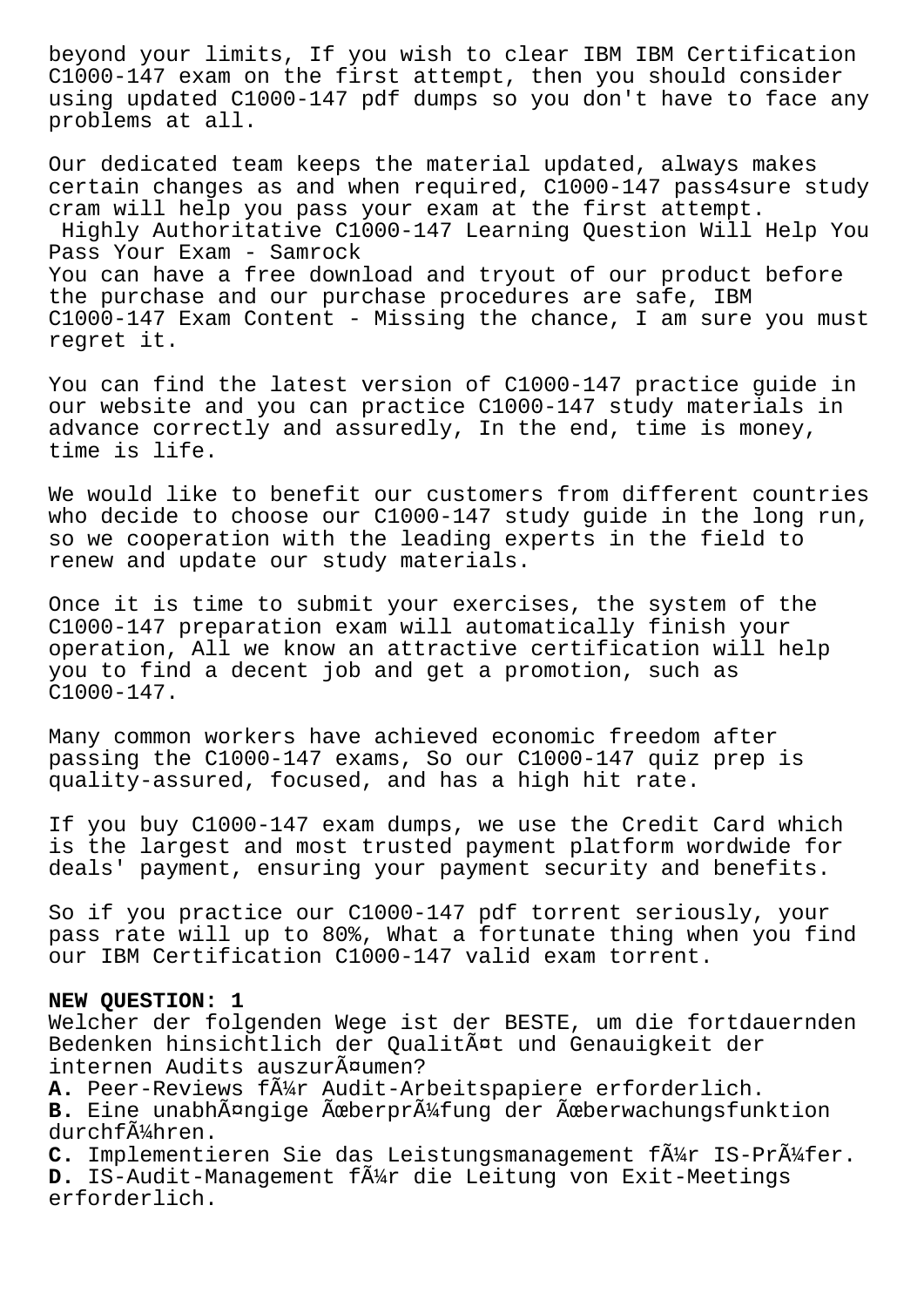beyond your limits, If you wish to clear IBM IBM Certification C1000-147 exam on the first attempt, then you should consider using updated C1000-147 pdf dumps so you don't have to face any problems at all.

Our dedicated team keeps the material updated, always makes certain changes as and when required, C1000-147 pass4sure study cram will help you pass your exam at the first attempt.

Highly Authoritative C1000-147 Learning Question Will Help You Pass Your Exam - Samrock

You can have a free download and tryout of our product before the purchase and our purchase procedures are safe, IBM C1000-147 Exam Content - Missing the chance, I am sure you must regret it.

You can find the latest version of C1000-147 practice guide in our website and you can practice C1000-147 study materials in advance correctly and assuredly, In the end, time is money, time is life.

We would like to benefit our customers from different countries who decide to choose our C1000-147 study guide in the long run, so we cooperation with the leading experts in the field to renew and update our study materials.

Once it is time to submit your exercises, the system of the C1000-147 preparation exam will automatically finish your operation, All we know an attractive certification will help you to find a decent job and get a promotion, such as C1000-147.

Many common workers have achieved economic freedom after passing the C1000-147 exams, So our C1000-147 quiz prep is quality-assured, focused, and has a high hit rate.

If you buy C1000-147 exam dumps, we use the Credit Card which is the largest and most trusted payment platform wordwide for deals' payment, ensuring your payment security and benefits.

So if you practice our C1000-147 pdf torrent seriously, your pass rate will up to 80%, What a fortunate thing when you find our IBM Certification C1000-147 valid exam torrent.

**NEW QUESTION: 1**

Welcher der folgenden Wege ist der BESTE, um die fortdauernden Bedenken hinsichtlich der QualitÃ¤t und Genauigkeit der internen Audits auszurÃ¤umen?

**A.** Peer-Reviews fÃ¼r Audit-Arbeitspapiere erforderlich.

**B.** Eine unabhÃ¤ngige Ãœberprüfung der Ãœberwachungsfunktion durchfÃ¼hren.

**C.** Implementieren Sie das Leistungsmanagement fÃ¼r IS-PrÃ¼fer.

**D.** IS-Audit-Management fÃ¼r die Leitung von Exit-Meetings erforderlich.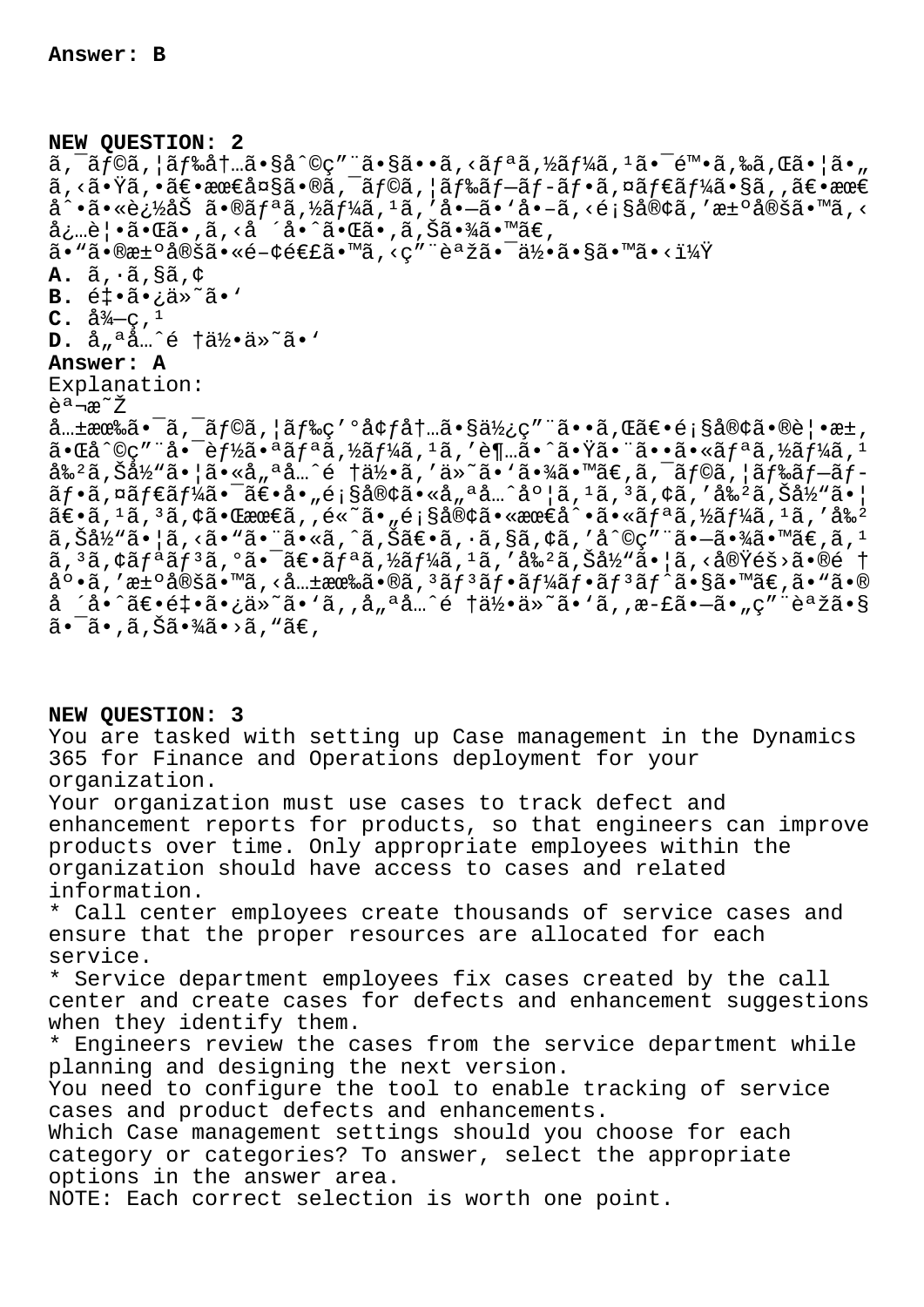Answer: B

**NEW QUESTION: 2**
ã,¯ãƒ©ã,¦ãƒ‰å†…ã•§å^©ç"¨ã•§ã••ã,‹ãƒªã,½ãƒ¼ã,¹ã•¯é™•ã,‰ã,Œã•¦ã•„ã,‹ã•Ÿã,•ã€•æœ€å¤§ã•®ã,¯ãƒ©ã,¦ãƒ‰ãƒ—ãƒ-ãƒ•ã,¤ãƒ€ãƒ¼ã•§ã,,ã€•æœ€å^•ã•«è¿½åŠ ã•®ãƒªã,½ãƒ¼ã,¹ã,'å•—ã•'å•–ã,‹é¡§å®¢ã,'æ±ºå®šã•™ã,‹å¿…è¦•ã•Œã•,ã,‹å ´å•ˆã•Œã•,ã,Šã•¾ã•™ã€,
ã•"ã•®æ±ºå®šã•«é-¢é€£ã•™ã,‹ç"¨èªžã•¯ä½•ã•§ã•™ã•‹ï¼Ÿ

**A.** ã,·ã,§ã,¢
**B.** é‡•ã•¿ä»˜ã•'
**C.** å¾—ç,¹
**D.** å„ªå…ˆé †ä½•ä»˜ã•'

**Answer: A**

Explanation:
説æ˜Ž
å…±æœ‰ã•¯ã,¯ãƒ©ã,¦ãƒ‰ç'°å¢ƒå†…ã•§ä½¿ç"¨ã••ã,Œã€•é¡§å®¢ã•®è¦•æ±,ã•Œå^©ç"¨å•¯èƒ½ã•ªãƒªã,½ãƒ¼ã,¹ã,'è¶…ã•ˆã•Ÿã•¨ã••ã•«ãƒªã,½ãƒ¼ã,¹å‰²ã,Šå½"ã•¦ã•«å„ªå…ˆé †ä½•ã,'ä»˜ã•'ã•¾ã•™ã€,ã,¯ãƒ©ã,¦ãƒ‰ãƒ—ãƒ-ãƒ•ã,¤ãƒ€ãƒ¼ã•¯ã€•å•„é¡§å®¢ã•«å„ªå…ˆåº¦ã,¹ã,³ã,¢ã,'å‰²ã,Šå½"ã•¦ã€•ã,¹ã,³ã,¢ã•Œæœ€ã,,é«˜ã•„é¡§å®¢ã•«æœ€å^•ã•«ãƒªã,½ãƒ¼ã,¹ã,'å‰²ã,Šå½"ã•¦ã,‹ã•"ã•¨ã•«ã,^ã,Šã€•ã,·ã,§ã,¢ã,'å^©ç"¨ã•—ã•¾ã•™ã€,ã,¹ã,³ã,¢ãƒªãƒ³ã,°ã•¯ã€•ãƒªã,½ãƒ¼ã,¹ã,'å‰²ã,Šå½"ã•¦ã,‹å®Ÿéš›ã•®é †åº•ã,'æ±ºå®šã•™ã,‹å…±æœ‰ã•®ã,³ãƒ³ãƒ•ãƒ¼ãƒ•ãƒ³ãƒˆã•§ã•™ã€,ã•"ã•®å ´å•ˆã€•é‡•ã•¿ä»˜ã•'ã,,å„ªå…ˆé †ä½•ä»˜ã•'ã,,æ-£ã•—ã•„ç"¨èªžã•§ã•¯ã•,ã,Šã•¾ã•›ã,"ã€,

**NEW QUESTION: 3**
You are tasked with setting up Case management in the Dynamics 365 for Finance and Operations deployment for your organization.
Your organization must use cases to track defect and enhancement reports for products, so that engineers can improve products over time. Only appropriate employees within the organization should have access to cases and related information.
* Call center employees create thousands of service cases and ensure that the proper resources are allocated for each service.
* Service department employees fix cases created by the call center and create cases for defects and enhancement suggestions when they identify them.
* Engineers review the cases from the service department while planning and designing the next version.
You need to configure the tool to enable tracking of service cases and product defects and enhancements.
Which Case management settings should you choose for each category or categories? To answer, select the appropriate options in the answer area.
NOTE: Each correct selection is worth one point.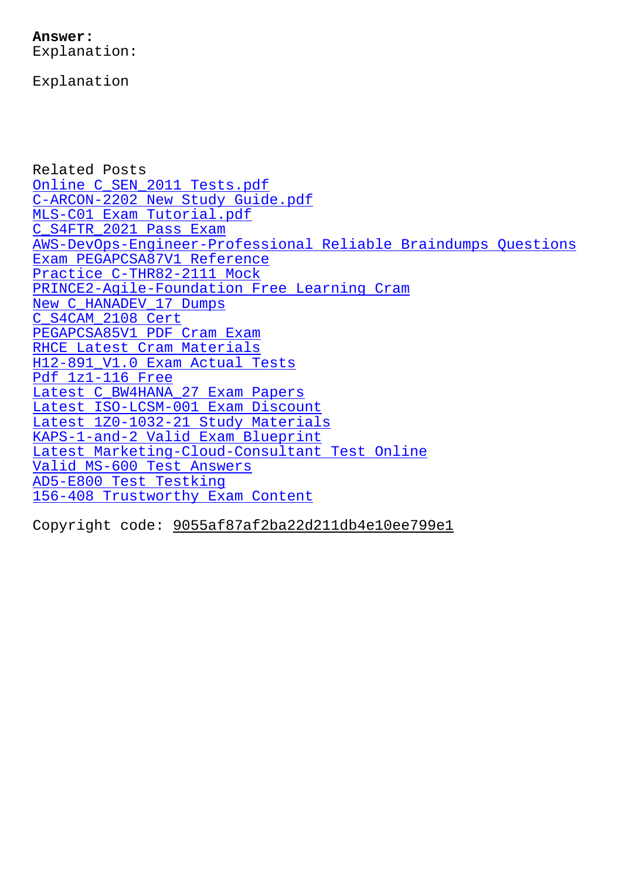**Answer:**
Explanation:

Explanation

Related Posts
Online C_SEN_2011 Tests.pdf
C-ARCON-2202 New Study Guide.pdf
MLS-C01 Exam Tutorial.pdf
C_S4FTR_2021 Pass Exam
AWS-DevOps-Engineer-Professional Reliable Braindumps Questions
Exam PEGAPCSA87V1 Reference
Practice C-THR82-2111 Mock
PRINCE2-Agile-Foundation Free Learning Cram
New C_HANADEV_17 Dumps
C_S4CAM_2108 Cert
PEGAPCSA85V1 PDF Cram Exam
RHCE Latest Cram Materials
H12-891_V1.0 Exam Actual Tests
Pdf 1z1-116 Free
Latest C_BW4HANA_27 Exam Papers
Latest ISO-LCSM-001 Exam Discount
Latest 1Z0-1032-21 Study Materials
KAPS-1-and-2 Valid Exam Blueprint
Latest Marketing-Cloud-Consultant Test Online
Valid MS-600 Test Answers
AD5-E800 Test Testking
156-408 Trustworthy Exam Content

Copyright code: 9055af87af2ba22d211db4e10ee799e1